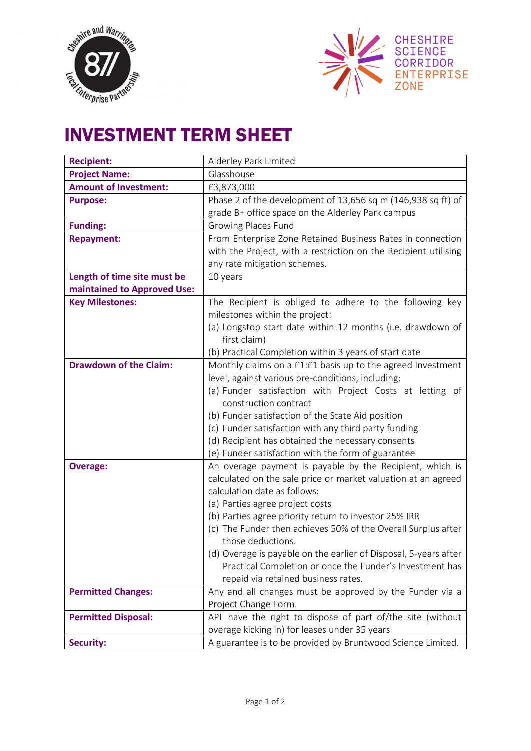# INVESTMENT TERM SHEET

| **Recipient:** | Alderley Park Limited |
|---|---|
| **Project Name:** | Glasshouse |
| **Amount of Investment:** | £3,873,000 |
| **Purpose:** | Phase 2 of the development of 13,656 sq m (146,938 sq ft) of grade B+ office space on the Alderley Park campus |
| **Funding:** | Growing Places Fund |
| **Repayment:** | From Enterprise Zone Retained Business Rates in connection with the Project, with a restriction on the Recipient utilising any rate mitigation schemes. |
| **Length of time site must be maintained to Approved Use:** | 10 years |
| **Key Milestones:** | The Recipient is obliged to adhere to the following key milestones within the project:<br>(a) Longstop start date within 12 months (i.e. drawdown of first claim)<br>(b) Practical Completion within 3 years of start date |
| **Drawdown of the Claim:** | Monthly claims on a £1:£1 basis up to the agreed Investment level, against various pre-conditions, including:<br>(a) Funder satisfaction with Project Costs at letting of construction contract<br>(b) Funder satisfaction of the State Aid position<br>(c) Funder satisfaction with any third party funding<br>(d) Recipient has obtained the necessary consents<br>(e) Funder satisfaction with the form of guarantee |
| **Overage:** | An overage payment is payable by the Recipient, which is calculated on the sale price or market valuation at an agreed calculation date as follows:<br>(a) Parties agree project costs<br>(b) Parties agree priority return to investor 25% IRR<br>(c) The Funder then achieves 50% of the Overall Surplus after those deductions.<br>(d) Overage is payable on the earlier of Disposal, 5-years after Practical Completion or once the Funder's Investment has repaid via retained business rates. |
| **Permitted Changes:** | Any and all changes must be approved by the Funder via a Project Change Form. |
| **Permitted Disposal:** | APL have the right to dispose of part of/the site (without overage kicking in) for leases under 35 years |
| **Security:** | A guarantee is to be provided by Bruntwood Science Limited. |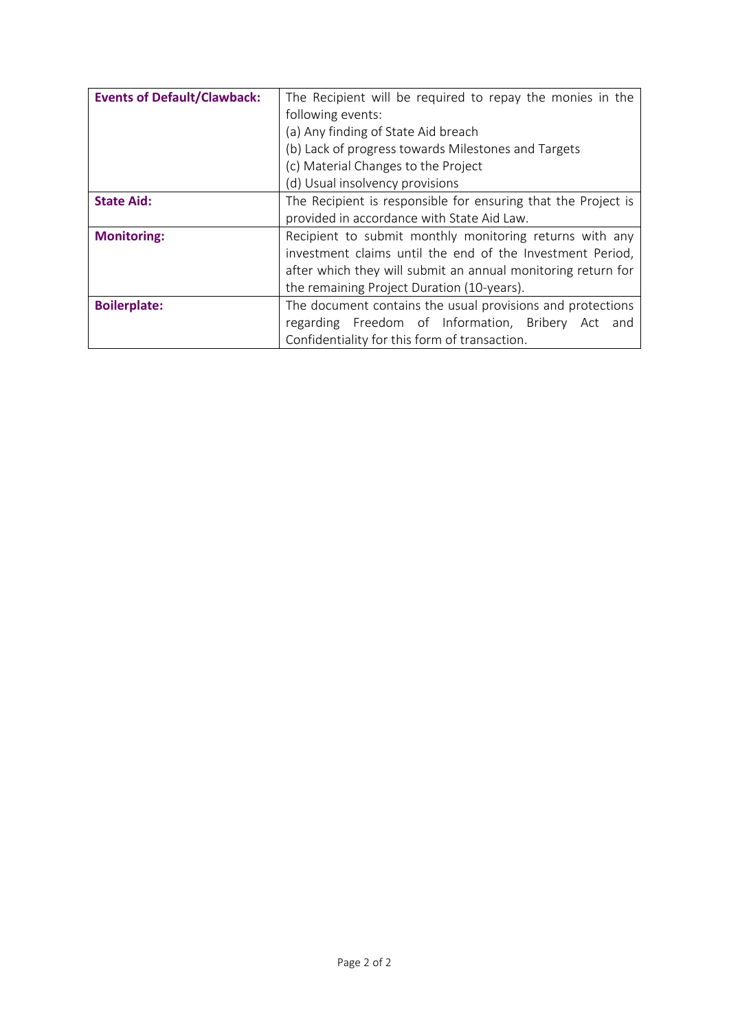| | |
|---|---|
| **Events of Default/Clawback:** | The Recipient will be required to repay the monies in the following events:<br>(a) Any finding of State Aid breach<br>(b) Lack of progress towards Milestones and Targets<br>(c) Material Changes to the Project<br>(d) Usual insolvency provisions |
| **State Aid:** | The Recipient is responsible for ensuring that the Project is provided in accordance with State Aid Law. |
| **Monitoring:** | Recipient to submit monthly monitoring returns with any investment claims until the end of the Investment Period, after which they will submit an annual monitoring return for the remaining Project Duration (10-years). |
| **Boilerplate:** | The document contains the usual provisions and protections regarding Freedom of Information, Bribery Act and Confidentiality for this form of transaction. |